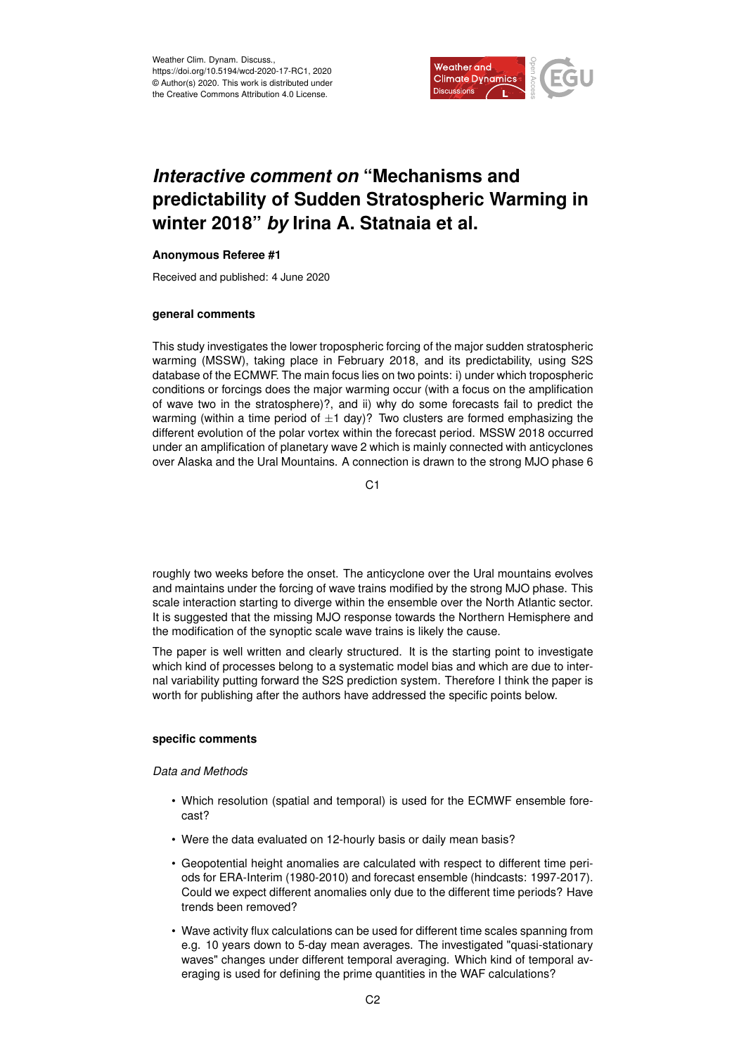# *Interactive comment on* "Mechanisms and predictability of Sudden Stratospheric Warming in winter 2018" *by* Irina A. Statnaia et al.

**Anonymous Referee #1**

Received and published: 4 June 2020

### general comments

This study investigates the lower tropospheric forcing of the major sudden stratospheric warming (MSSW), taking place in February 2018, and its predictability, using S2S database of the ECMWF. The main focus lies on two points: i) under which tropospheric conditions or forcings does the major warming occur (with a focus on the amplification of wave two in the stratosphere)?, and ii) why do some forecasts fail to predict the warming (within a time period of $\pm 1$ day)? Two clusters are formed emphasizing the different evolution of the polar vortex within the forecast period. MSSW 2018 occurred under an amplification of planetary wave 2 which is mainly connected with anticyclones over Alaska and the Ural Mountains. A connection is drawn to the strong MJO phase 6 roughly two weeks before the onset. The anticyclone over the Ural mountains evolves and maintains under the forcing of wave trains modified by the strong MJO phase. This scale interaction starting to diverge within the ensemble over the North Atlantic sector. It is suggested that the missing MJO response towards the Northern Hemisphere and the modification of the synoptic scale wave trains is likely the cause.

The paper is well written and clearly structured. It is the starting point to investigate which kind of processes belong to a systematic model bias and which are due to internal variability putting forward the S2S prediction system. Therefore I think the paper is worth for publishing after the authors have addressed the specific points below.

### specific comments

*Data and Methods*

- Which resolution (spatial and temporal) is used for the ECMWF ensemble forecast?
- Were the data evaluated on 12-hourly basis or daily mean basis?
- Geopotential height anomalies are calculated with respect to different time periods for ERA-Interim (1980-2010) and forecast ensemble (hindcasts: 1997-2017). Could we expect different anomalies only due to the different time periods? Have trends been removed?
- Wave activity flux calculations can be used for different time scales spanning from e.g. 10 years down to 5-day mean averages. The investigated "quasi-stationary waves" changes under different temporal averaging. Which kind of temporal averaging is used for defining the prime quantities in the WAF calculations?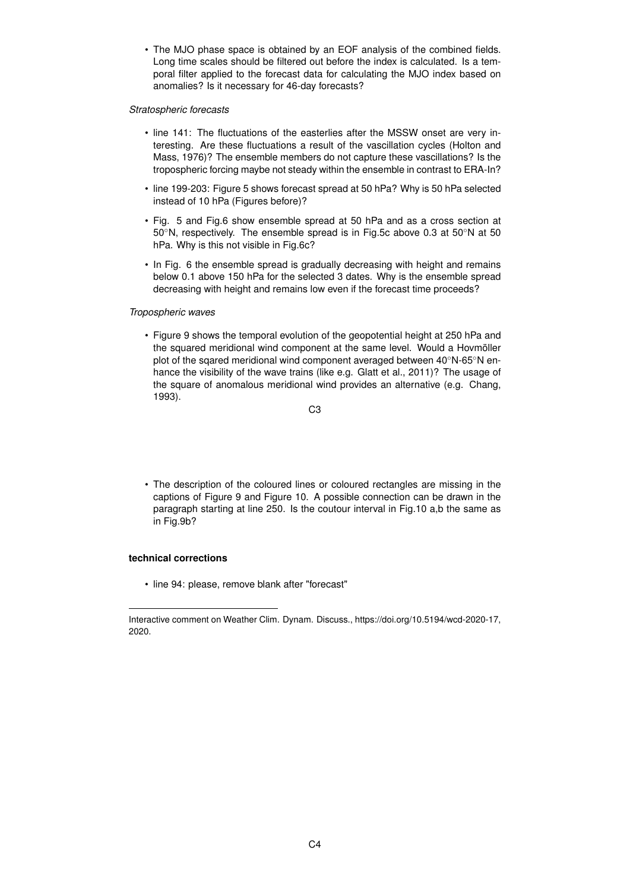- The MJO phase space is obtained by an EOF analysis of the combined fields. Long time scales should be filtered out before the index is calculated. Is a temporal filter applied to the forecast data for calculating the MJO index based on anomalies? Is it necessary for 46-day forecasts?

*Stratospheric forecasts*

- line 141: The fluctuations of the easterlies after the MSSW onset are very interesting. Are these fluctuations a result of the vascillation cycles (Holton and Mass, 1976)? The ensemble members do not capture these vascillations? Is the tropospheric forcing maybe not steady within the ensemble in contrast to ERA-In?
- line 199-203: Figure 5 shows forecast spread at 50 hPa? Why is 50 hPa selected instead of 10 hPa (Figures before)?
- Fig. 5 and Fig.6 show ensemble spread at 50 hPa and as a cross section at 50°N, respectively. The ensemble spread is in Fig.5c above 0.3 at 50°N at 50 hPa. Why is this not visible in Fig.6c?
- In Fig. 6 the ensemble spread is gradually decreasing with height and remains below 0.1 above 150 hPa for the selected 3 dates. Why is the ensemble spread decreasing with height and remains low even if the forecast time proceeds?

*Tropospheric waves*

- Figure 9 shows the temporal evolution of the geopotential height at 250 hPa and the squared meridional wind component at the same level. Would a Hovmöller plot of the sqared meridional wind component averaged between 40°N-65°N enhance the visibility of the wave trains (like e.g. Glatt et al., 2011)? The usage of the square of anomalous meridional wind provides an alternative (e.g. Chang, 1993).
- The description of the coloured lines or coloured rectangles are missing in the captions of Figure 9 and Figure 10. A possible connection can be drawn in the paragraph starting at line 250. Is the coutour interval in Fig.10 a,b the same as in Fig.9b?

**technical corrections**

- line 94: please, remove blank after "forecast"

---

Interactive comment on Weather Clim. Dynam. Discuss., https://doi.org/10.5194/wcd-2020-17, 2020.